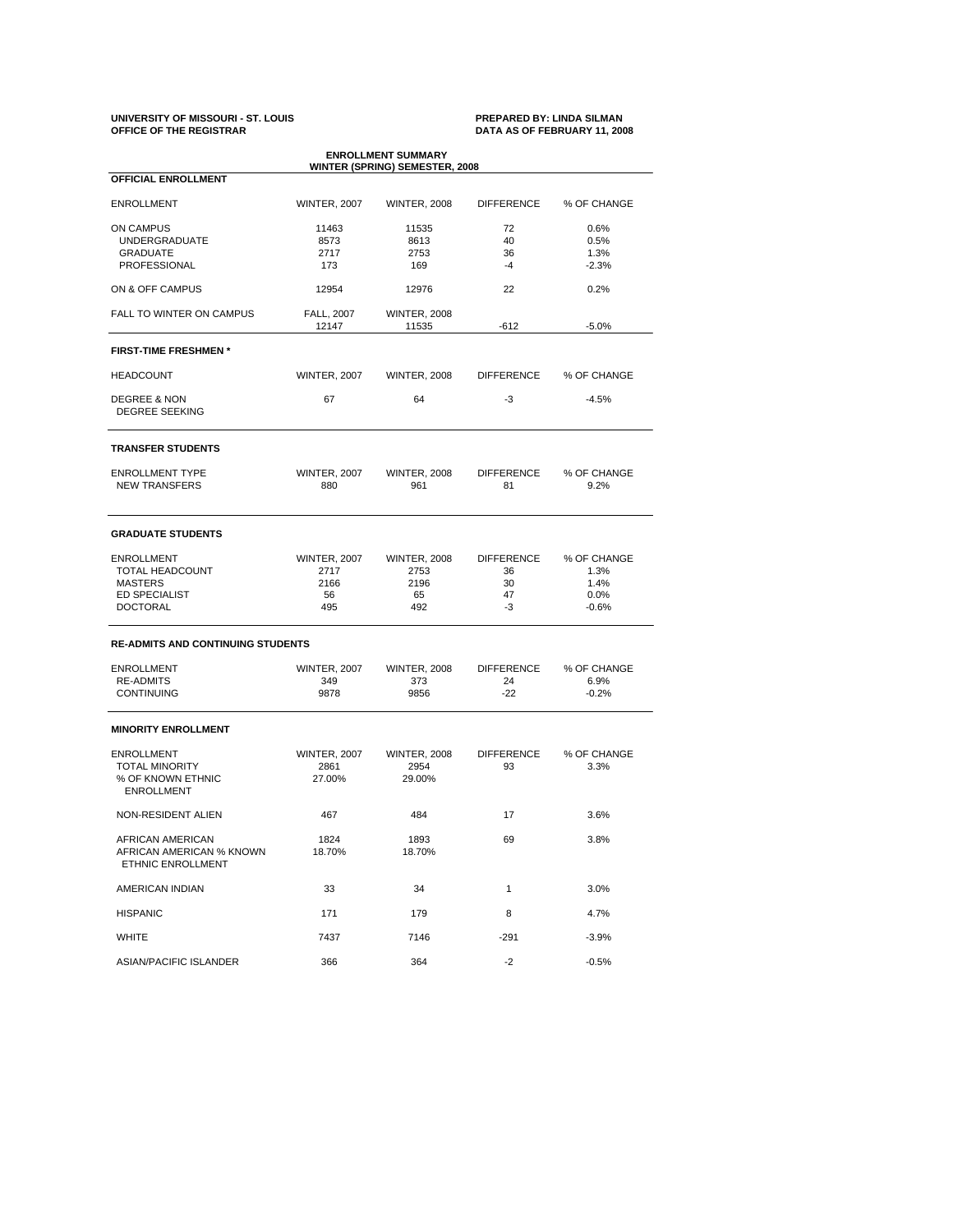**UNIVERSITY OF MISSOURI - ST. LOUIS**
**OFFICE OF THE REGISTRAR**

**PREPARED BY: LINDA SILMAN**
**DATA AS OF FEBRUARY 11, 2008**

## ENROLLMENT SUMMARY
## WINTER (SPRING) SEMESTER, 2008

### OFFICIAL ENROLLMENT

| ENROLLMENT | WINTER, 2007 | WINTER, 2008 | DIFFERENCE | % OF CHANGE |
|---|---|---|---|---|
| ON CAMPUS | 11463 | 11535 | 72 | 0.6% |
| UNDERGRADUATE | 8573 | 8613 | 40 | 0.5% |
| GRADUATE | 2717 | 2753 | 36 | 1.3% |
| PROFESSIONAL | 173 | 169 | -4 | -2.3% |
| ON & OFF CAMPUS | 12954 | 12976 | 22 | 0.2% |
| FALL TO WINTER ON CAMPUS | FALL, 2007<br>12147 | WINTER, 2008<br>11535 | -612 | -5.0% |

### FIRST-TIME FRESHMEN *

| HEADCOUNT | WINTER, 2007 | WINTER, 2008 | DIFFERENCE | % OF CHANGE |
|---|---|---|---|---|
| DEGREE & NON DEGREE SEEKING | 67 | 64 | -3 | -4.5% |

### TRANSFER STUDENTS

| ENROLLMENT TYPE | WINTER, 2007 | WINTER, 2008 | DIFFERENCE | % OF CHANGE |
|---|---|---|---|---|
| NEW TRANSFERS | 880 | 961 | 81 | 9.2% |

### GRADUATE STUDENTS

| ENROLLMENT | WINTER, 2007 | WINTER, 2008 | DIFFERENCE | % OF CHANGE |
|---|---|---|---|---|
| TOTAL HEADCOUNT | 2717 | 2753 | 36 | 1.3% |
| MASTERS | 2166 | 2196 | 30 | 1.4% |
| ED SPECIALIST | 56 | 65 | 47 | 0.0% |
| DOCTORAL | 495 | 492 | -3 | -0.6% |

### RE-ADMITS AND CONTINUING STUDENTS

| ENROLLMENT | WINTER, 2007 | WINTER, 2008 | DIFFERENCE | % OF CHANGE |
|---|---|---|---|---|
| RE-ADMITS | 349 | 373 | 24 | 6.9% |
| CONTINUING | 9878 | 9856 | -22 | -0.2% |

### MINORITY ENROLLMENT

| ENROLLMENT | WINTER, 2007 | WINTER, 2008 | DIFFERENCE | % OF CHANGE |
|---|---|---|---|---|
| TOTAL MINORITY | 2861 | 2954 | 93 | 3.3% |
| % OF KNOWN ETHNIC ENROLLMENT | 27.00% | 29.00% | | |
| NON-RESIDENT ALIEN | 467 | 484 | 17 | 3.6% |
| AFRICAN AMERICAN | 1824 | 1893 | 69 | 3.8% |
| AFRICAN AMERICAN % KNOWN ETHNIC ENROLLMENT | 18.70% | 18.70% | | |
| AMERICAN INDIAN | 33 | 34 | 1 | 3.0% |
| HISPANIC | 171 | 179 | 8 | 4.7% |
| WHITE | 7437 | 7146 | -291 | -3.9% |
| ASIAN/PACIFIC ISLANDER | 366 | 364 | -2 | -0.5% |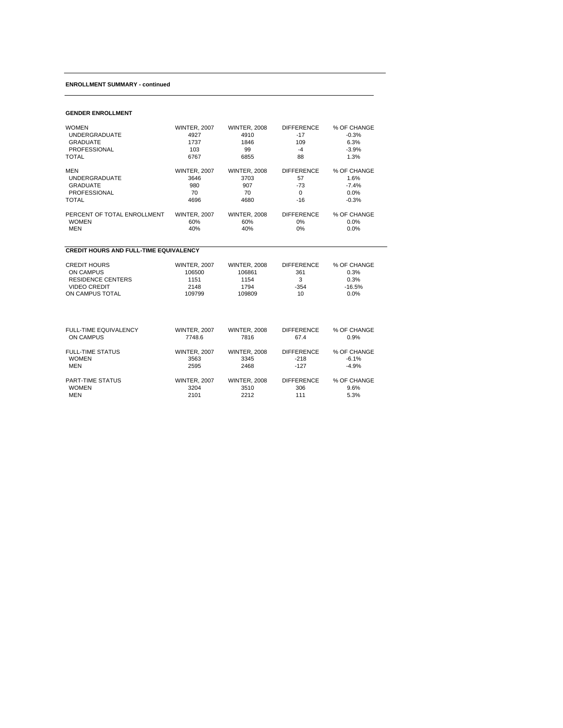**ENROLLMENT SUMMARY - continued**

**GENDER ENROLLMENT**

| WOMEN | WINTER, 2007 | WINTER, 2008 | DIFFERENCE | % OF CHANGE |
|---|---|---|---|---|
| UNDERGRADUATE | 4927 | 4910 | -17 | -0.3% |
| GRADUATE | 1737 | 1846 | 109 | 6.3% |
| PROFESSIONAL | 103 | 99 | -4 | -3.9% |
| TOTAL | 6767 | 6855 | 88 | 1.3% |

| MEN | WINTER, 2007 | WINTER, 2008 | DIFFERENCE | % OF CHANGE |
|---|---|---|---|---|
| UNDERGRADUATE | 3646 | 3703 | 57 | 1.6% |
| GRADUATE | 980 | 907 | -73 | -7.4% |
| PROFESSIONAL | 70 | 70 | 0 | 0.0% |
| TOTAL | 4696 | 4680 | -16 | -0.3% |

| PERCENT OF TOTAL ENROLLMENT | WINTER, 2007 | WINTER, 2008 | DIFFERENCE | % OF CHANGE |
|---|---|---|---|---|
| WOMEN | 60% | 60% | 0% | 0.0% |
| MEN | 40% | 40% | 0% | 0.0% |

**CREDIT HOURS AND FULL-TIME EQUIVALENCY**

| CREDIT HOURS | WINTER, 2007 | WINTER, 2008 | DIFFERENCE | % OF CHANGE |
|---|---|---|---|---|
| ON CAMPUS | 106500 | 106861 | 361 | 0.3% |
| RESIDENCE CENTERS | 1151 | 1154 | 3 | 0.3% |
| VIDEO CREDIT | 2148 | 1794 | -354 | -16.5% |
| ON CAMPUS TOTAL | 109799 | 109809 | 10 | 0.0% |

| FULL-TIME EQUIVALENCY | WINTER, 2007 | WINTER, 2008 | DIFFERENCE | % OF CHANGE |
|---|---|---|---|---|
| ON CAMPUS | 7748.6 | 7816 | 67.4 | 0.9% |

| FULL-TIME STATUS | WINTER, 2007 | WINTER, 2008 | DIFFERENCE | % OF CHANGE |
|---|---|---|---|---|
| WOMEN | 3563 | 3345 | -218 | -6.1% |
| MEN | 2595 | 2468 | -127 | -4.9% |

| PART-TIME STATUS | WINTER, 2007 | WINTER, 2008 | DIFFERENCE | % OF CHANGE |
|---|---|---|---|---|
| WOMEN | 3204 | 3510 | 306 | 9.6% |
| MEN | 2101 | 2212 | 111 | 5.3% |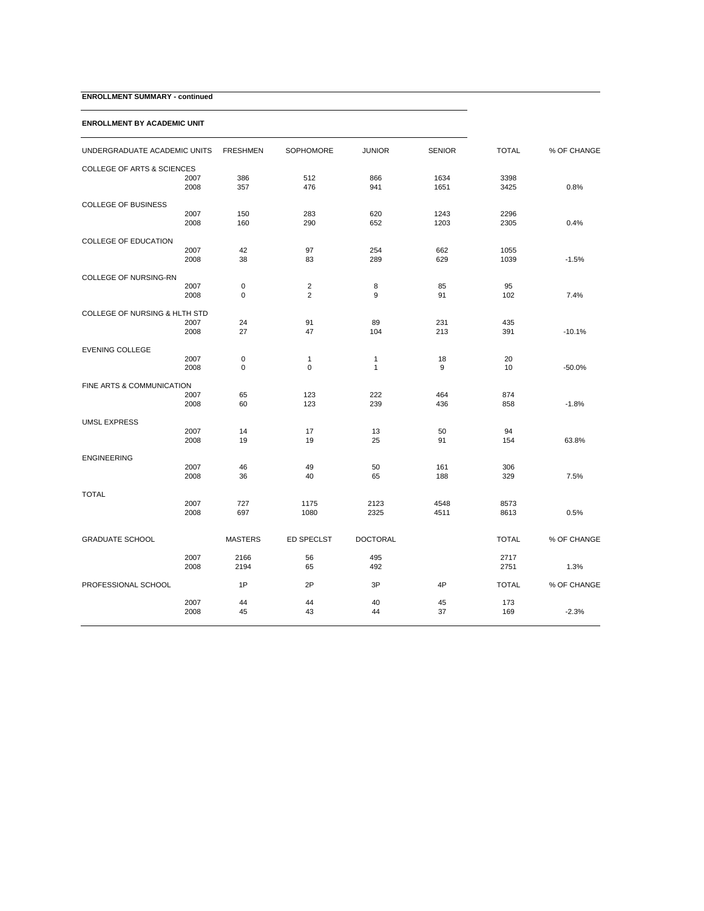**ENROLLMENT SUMMARY - continued**

**ENROLLMENT BY ACADEMIC UNIT**

| UNDERGRADUATE ACADEMIC UNITS | | FRESHMEN | SOPHOMORE | JUNIOR | SENIOR | TOTAL | % OF CHANGE |
|---|---|---|---|---|---|---|---|
| COLLEGE OF ARTS & SCIENCES | | | | | | | |
| | 2007 | 386 | 512 | 866 | 1634 | 3398 | |
| | 2008 | 357 | 476 | 941 | 1651 | 3425 | 0.8% |
| COLLEGE OF BUSINESS | | | | | | | |
| | 2007 | 150 | 283 | 620 | 1243 | 2296 | |
| | 2008 | 160 | 290 | 652 | 1203 | 2305 | 0.4% |
| COLLEGE OF EDUCATION | | | | | | | |
| | 2007 | 42 | 97 | 254 | 662 | 1055 | |
| | 2008 | 38 | 83 | 289 | 629 | 1039 | -1.5% |
| COLLEGE OF NURSING-RN | | | | | | | |
| | 2007 | 0 | 2 | 8 | 85 | 95 | |
| | 2008 | 0 | 2 | 9 | 91 | 102 | 7.4% |
| COLLEGE OF NURSING & HLTH STD | | | | | | | |
| | 2007 | 24 | 91 | 89 | 231 | 435 | |
| | 2008 | 27 | 47 | 104 | 213 | 391 | -10.1% |
| EVENING COLLEGE | | | | | | | |
| | 2007 | 0 | 1 | 1 | 18 | 20 | |
| | 2008 | 0 | 0 | 1 | 9 | 10 | -50.0% |
| FINE ARTS & COMMUNICATION | | | | | | | |
| | 2007 | 65 | 123 | 222 | 464 | 874 | |
| | 2008 | 60 | 123 | 239 | 436 | 858 | -1.8% |
| UMSL EXPRESS | | | | | | | |
| | 2007 | 14 | 17 | 13 | 50 | 94 | |
| | 2008 | 19 | 19 | 25 | 91 | 154 | 63.8% |
| ENGINEERING | | | | | | | |
| | 2007 | 46 | 49 | 50 | 161 | 306 | |
| | 2008 | 36 | 40 | 65 | 188 | 329 | 7.5% |
| TOTAL | | | | | | | |
| | 2007 | 727 | 1175 | 2123 | 4548 | 8573 | |
| | 2008 | 697 | 1080 | 2325 | 4511 | 8613 | 0.5% |

| GRADUATE SCHOOL | | MASTERS | ED SPECLST | DOCTORAL | | TOTAL | % OF CHANGE |
|---|---|---|---|---|---|---|---|
| | 2007 | 2166 | 56 | 495 | | 2717 | |
| | 2008 | 2194 | 65 | 492 | | 2751 | 1.3% |

| PROFESSIONAL SCHOOL | | 1P | 2P | 3P | 4P | TOTAL | % OF CHANGE |
|---|---|---|---|---|---|---|---|
| | 2007 | 44 | 44 | 40 | 45 | 173 | |
| | 2008 | 45 | 43 | 44 | 37 | 169 | -2.3% |